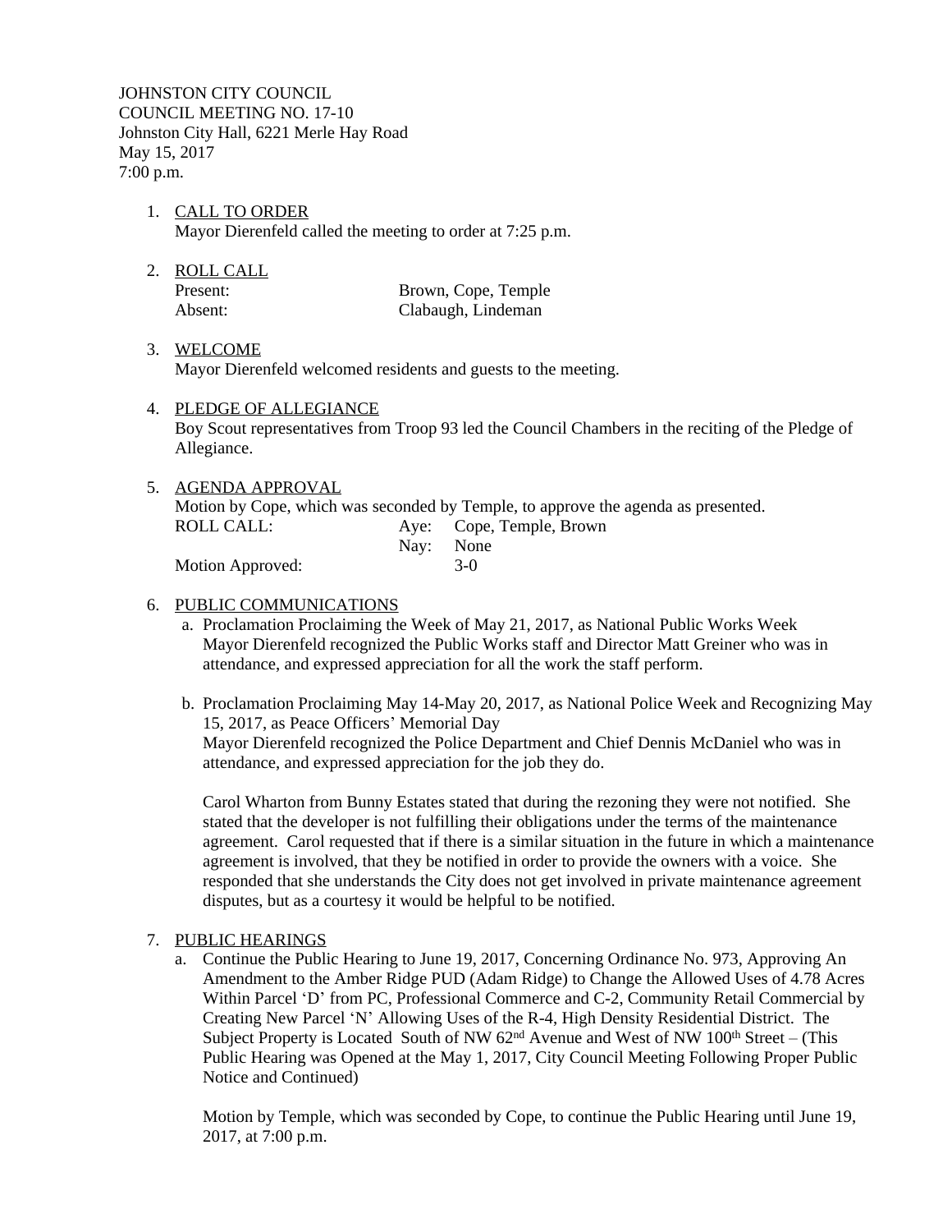JOHNSTON CITY COUNCIL
COUNCIL MEETING NO. 17-10
Johnston City Hall, 6221 Merle Hay Road
May 15, 2017
7:00 p.m.

1. CALL TO ORDER
   Mayor Dierenfeld called the meeting to order at 7:25 p.m.

2. ROLL CALL

   | | |
   |---|---|
   | Present: | Brown, Cope, Temple |
   | Absent: | Clabaugh, Lindeman |

3. WELCOME
   Mayor Dierenfeld welcomed residents and guests to the meeting.

4. PLEDGE OF ALLEGIANCE
   Boy Scout representatives from Troop 93 led the Council Chambers in the reciting of the Pledge of Allegiance.

5. AGENDA APPROVAL
   Motion by Cope, which was seconded by Temple, to approve the agenda as presented.

   | | | |
   |---|---|---|
   | ROLL CALL: | Aye: | Cope, Temple, Brown |
   | | Nay: | None |
   | Motion Approved: | | 3-0 |

6. PUBLIC COMMUNICATIONS
   a. Proclamation Proclaiming the Week of May 21, 2017, as National Public Works Week
      Mayor Dierenfeld recognized the Public Works staff and Director Matt Greiner who was in attendance, and expressed appreciation for all the work the staff perform.

   b. Proclamation Proclaiming May 14-May 20, 2017, as National Police Week and Recognizing May 15, 2017, as Peace Officers' Memorial Day
      Mayor Dierenfeld recognized the Police Department and Chief Dennis McDaniel who was in attendance, and expressed appreciation for the job they do.

      Carol Wharton from Bunny Estates stated that during the rezoning they were not notified. She stated that the developer is not fulfilling their obligations under the terms of the maintenance agreement. Carol requested that if there is a similar situation in the future in which a maintenance agreement is involved, that they be notified in order to provide the owners with a voice. She responded that she understands the City does not get involved in private maintenance agreement disputes, but as a courtesy it would be helpful to be notified.

7. PUBLIC HEARINGS
   a. Continue the Public Hearing to June 19, 2017, Concerning Ordinance No. 973, Approving An Amendment to the Amber Ridge PUD (Adam Ridge) to Change the Allowed Uses of 4.78 Acres Within Parcel 'D' from PC, Professional Commerce and C-2, Community Retail Commercial by Creating New Parcel 'N' Allowing Uses of the R-4, High Density Residential District. The Subject Property is Located South of NW 62nd Avenue and West of NW 100th Street – (This Public Hearing was Opened at the May 1, 2017, City Council Meeting Following Proper Public Notice and Continued)

      Motion by Temple, which was seconded by Cope, to continue the Public Hearing until June 19, 2017, at 7:00 p.m.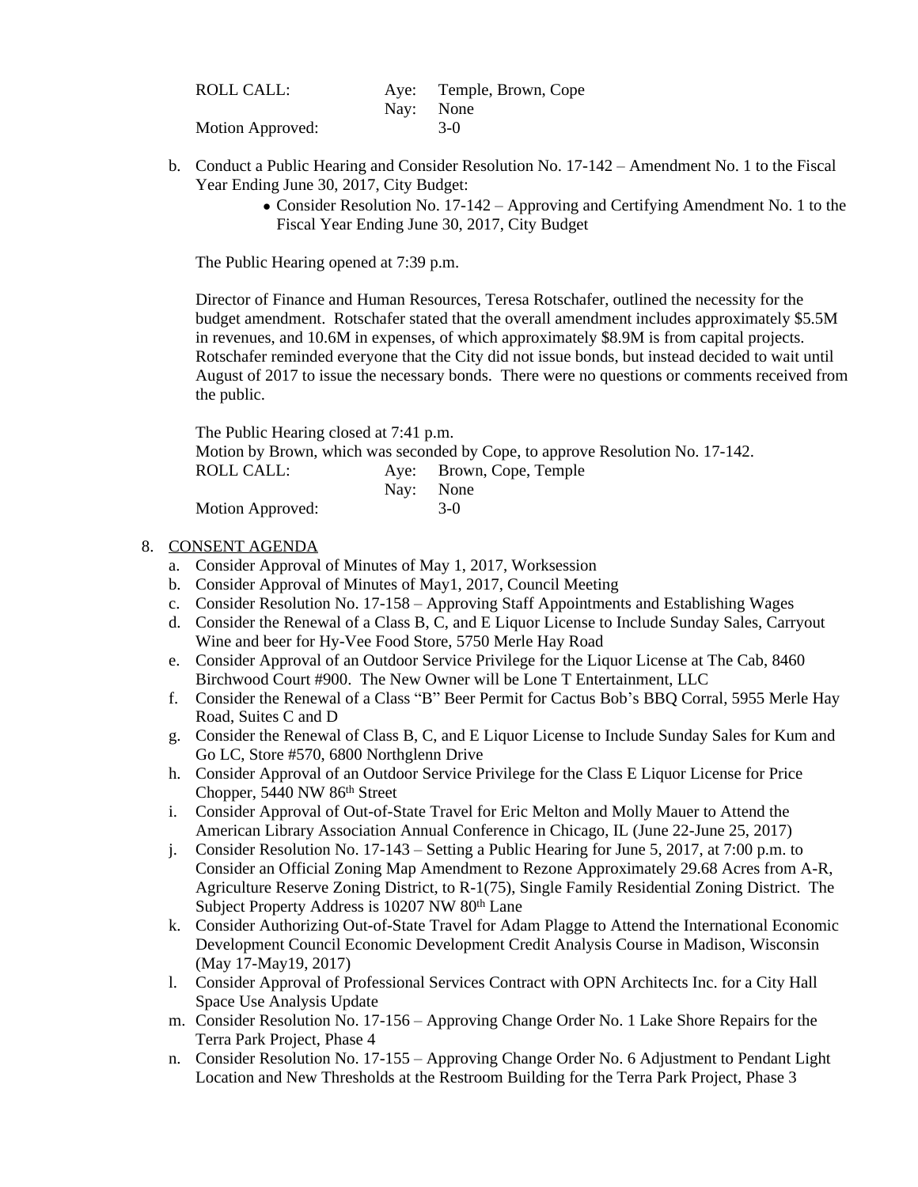| ROLL CALL: | Aye: | Temple, Brown, Cope |
|---|---|---|
| | Nay: | None |
| Motion Approved: | | 3-0 |

b. Conduct a Public Hearing and Consider Resolution No. 17-142 – Amendment No. 1 to the Fiscal Year Ending June 30, 2017, City Budget:
   - Consider Resolution No. 17-142 – Approving and Certifying Amendment No. 1 to the Fiscal Year Ending June 30, 2017, City Budget

   The Public Hearing opened at 7:39 p.m.

   Director of Finance and Human Resources, Teresa Rotschafer, outlined the necessity for the budget amendment. Rotschafer stated that the overall amendment includes approximately $5.5M in revenues, and 10.6M in expenses, of which approximately $8.9M is from capital projects. Rotschafer reminded everyone that the City did not issue bonds, but instead decided to wait until August of 2017 to issue the necessary bonds. There were no questions or comments received from the public.

   The Public Hearing closed at 7:41 p.m.
   Motion by Brown, which was seconded by Cope, to approve Resolution No. 17-142.

| ROLL CALL: | Aye: | Brown, Cope, Temple |
|---|---|---|
| | Nay: | None |
| Motion Approved: | | 3-0 |

8. <u>CONSENT AGENDA</u>
   a. Consider Approval of Minutes of May 1, 2017, Worksession
   b. Consider Approval of Minutes of May1, 2017, Council Meeting
   c. Consider Resolution No. 17-158 – Approving Staff Appointments and Establishing Wages
   d. Consider the Renewal of a Class B, C, and E Liquor License to Include Sunday Sales, Carryout Wine and beer for Hy-Vee Food Store, 5750 Merle Hay Road
   e. Consider Approval of an Outdoor Service Privilege for the Liquor License at The Cab, 8460 Birchwood Court #900. The New Owner will be Lone T Entertainment, LLC
   f. Consider the Renewal of a Class "B" Beer Permit for Cactus Bob's BBQ Corral, 5955 Merle Hay Road, Suites C and D
   g. Consider the Renewal of Class B, C, and E Liquor License to Include Sunday Sales for Kum and Go LC, Store #570, 6800 Northglenn Drive
   h. Consider Approval of an Outdoor Service Privilege for the Class E Liquor License for Price Chopper, 5440 NW 86th Street
   i. Consider Approval of Out-of-State Travel for Eric Melton and Molly Mauer to Attend the American Library Association Annual Conference in Chicago, IL (June 22-June 25, 2017)
   j. Consider Resolution No. 17-143 – Setting a Public Hearing for June 5, 2017, at 7:00 p.m. to Consider an Official Zoning Map Amendment to Rezone Approximately 29.68 Acres from A-R, Agriculture Reserve Zoning District, to R-1(75), Single Family Residential Zoning District. The Subject Property Address is 10207 NW 80th Lane
   k. Consider Authorizing Out-of-State Travel for Adam Plagge to Attend the International Economic Development Council Economic Development Credit Analysis Course in Madison, Wisconsin (May 17-May19, 2017)
   l. Consider Approval of Professional Services Contract with OPN Architects Inc. for a City Hall Space Use Analysis Update
   m. Consider Resolution No. 17-156 – Approving Change Order No. 1 Lake Shore Repairs for the Terra Park Project, Phase 4
   n. Consider Resolution No. 17-155 – Approving Change Order No. 6 Adjustment to Pendant Light Location and New Thresholds at the Restroom Building for the Terra Park Project, Phase 3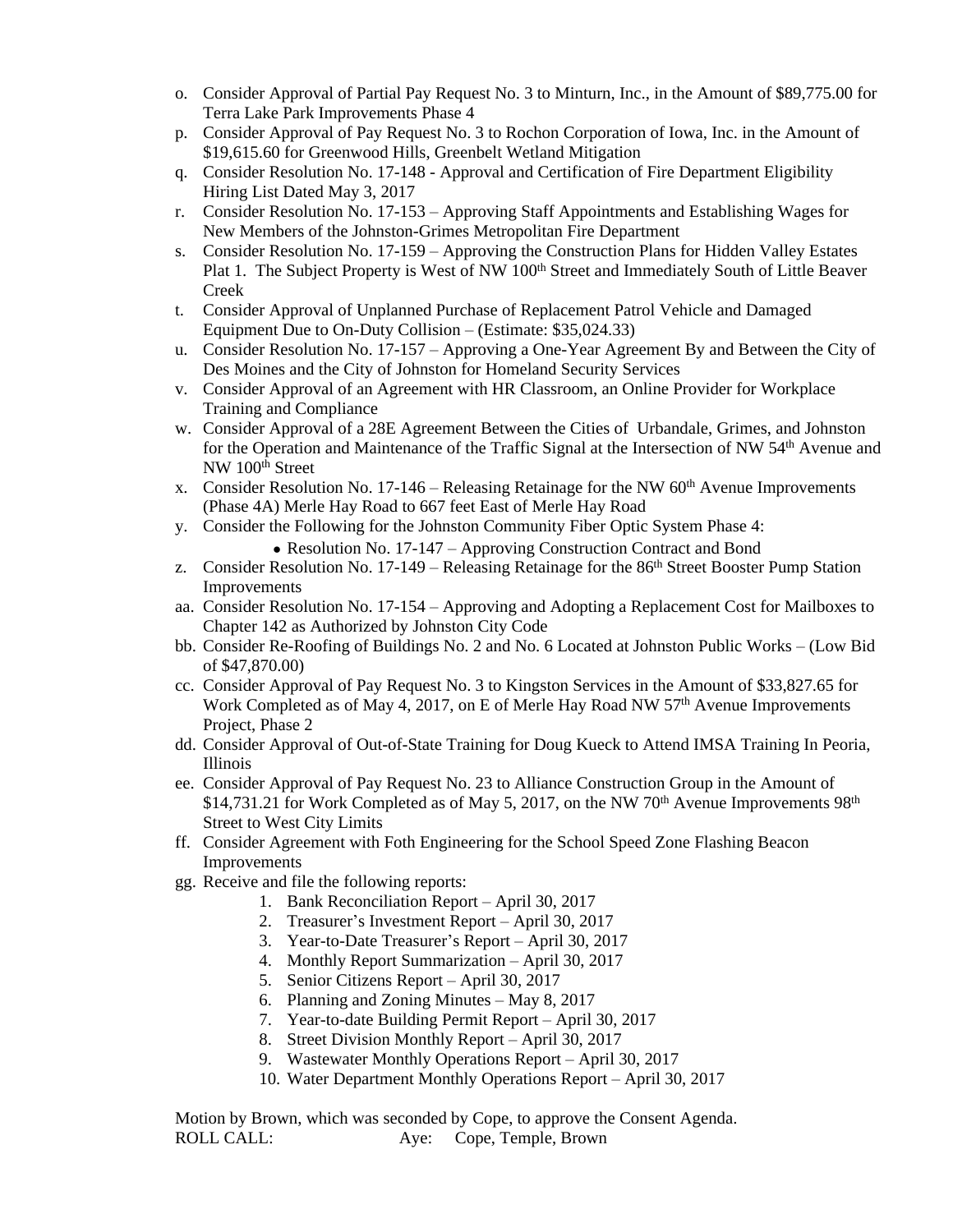o. Consider Approval of Partial Pay Request No. 3 to Minturn, Inc., in the Amount of $89,775.00 for Terra Lake Park Improvements Phase 4
p. Consider Approval of Pay Request No. 3 to Rochon Corporation of Iowa, Inc. in the Amount of $19,615.60 for Greenwood Hills, Greenbelt Wetland Mitigation
q. Consider Resolution No. 17-148 - Approval and Certification of Fire Department Eligibility Hiring List Dated May 3, 2017
r. Consider Resolution No. 17-153 – Approving Staff Appointments and Establishing Wages for New Members of the Johnston-Grimes Metropolitan Fire Department
s. Consider Resolution No. 17-159 – Approving the Construction Plans for Hidden Valley Estates Plat 1. The Subject Property is West of NW 100th Street and Immediately South of Little Beaver Creek
t. Consider Approval of Unplanned Purchase of Replacement Patrol Vehicle and Damaged Equipment Due to On-Duty Collision – (Estimate: $35,024.33)
u. Consider Resolution No. 17-157 – Approving a One-Year Agreement By and Between the City of Des Moines and the City of Johnston for Homeland Security Services
v. Consider Approval of an Agreement with HR Classroom, an Online Provider for Workplace Training and Compliance
w. Consider Approval of a 28E Agreement Between the Cities of Urbandale, Grimes, and Johnston for the Operation and Maintenance of the Traffic Signal at the Intersection of NW 54th Avenue and NW 100th Street
x. Consider Resolution No. 17-146 – Releasing Retainage for the NW 60th Avenue Improvements (Phase 4A) Merle Hay Road to 667 feet East of Merle Hay Road
y. Consider the Following for the Johnston Community Fiber Optic System Phase 4:
    - Resolution No. 17-147 – Approving Construction Contract and Bond
z. Consider Resolution No. 17-149 – Releasing Retainage for the 86th Street Booster Pump Station Improvements
aa. Consider Resolution No. 17-154 – Approving and Adopting a Replacement Cost for Mailboxes to Chapter 142 as Authorized by Johnston City Code
bb. Consider Re-Roofing of Buildings No. 2 and No. 6 Located at Johnston Public Works – (Low Bid of $47,870.00)
cc. Consider Approval of Pay Request No. 3 to Kingston Services in the Amount of $33,827.65 for Work Completed as of May 4, 2017, on E of Merle Hay Road NW 57th Avenue Improvements Project, Phase 2
dd. Consider Approval of Out-of-State Training for Doug Kueck to Attend IMSA Training In Peoria, Illinois
ee. Consider Approval of Pay Request No. 23 to Alliance Construction Group in the Amount of $14,731.21 for Work Completed as of May 5, 2017, on the NW 70th Avenue Improvements 98th Street to West City Limits
ff. Consider Agreement with Foth Engineering for the School Speed Zone Flashing Beacon Improvements
gg. Receive and file the following reports:
    1. Bank Reconciliation Report – April 30, 2017
    2. Treasurer's Investment Report – April 30, 2017
    3. Year-to-Date Treasurer's Report – April 30, 2017
    4. Monthly Report Summarization – April 30, 2017
    5. Senior Citizens Report – April 30, 2017
    6. Planning and Zoning Minutes – May 8, 2017
    7. Year-to-date Building Permit Report – April 30, 2017
    8. Street Division Monthly Report – April 30, 2017
    9. Wastewater Monthly Operations Report – April 30, 2017
    10. Water Department Monthly Operations Report – April 30, 2017

Motion by Brown, which was seconded by Cope, to approve the Consent Agenda.
ROLL CALL: Aye: Cope, Temple, Brown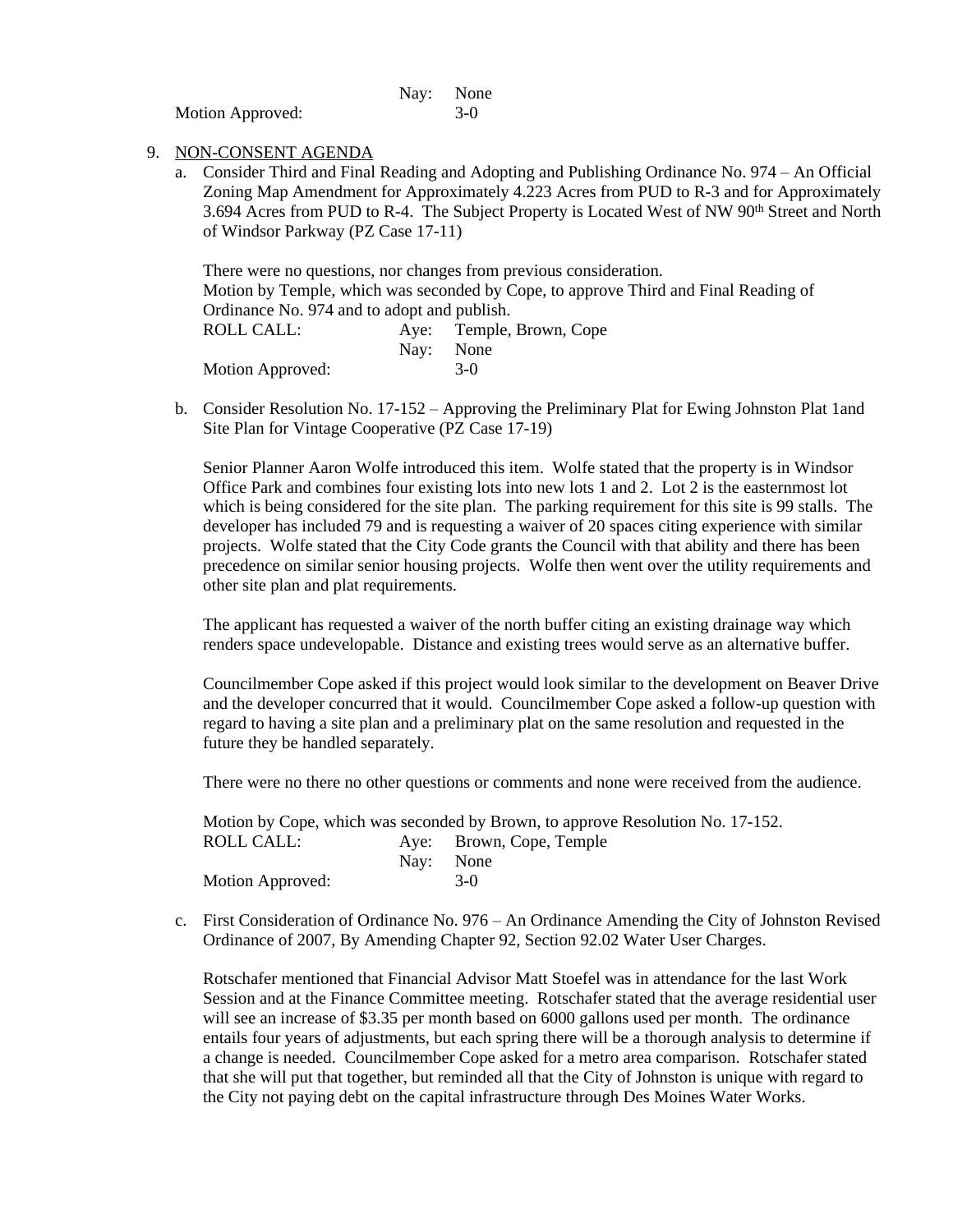Nay: None
Motion Approved: 3-0

9. NON-CONSENT AGENDA
   a. Consider Third and Final Reading and Adopting and Publishing Ordinance No. 974 – An Official Zoning Map Amendment for Approximately 4.223 Acres from PUD to R-3 and for Approximately 3.694 Acres from PUD to R-4. The Subject Property is Located West of NW 90th Street and North of Windsor Parkway (PZ Case 17-11)

      There were no questions, nor changes from previous consideration.
      Motion by Temple, which was seconded by Cope, to approve Third and Final Reading of Ordinance No. 974 and to adopt and publish.
      ROLL CALL: Aye: Temple, Brown, Cope
      Nay: None
      Motion Approved: 3-0

   b. Consider Resolution No. 17-152 – Approving the Preliminary Plat for Ewing Johnston Plat 1and Site Plan for Vintage Cooperative (PZ Case 17-19)

      Senior Planner Aaron Wolfe introduced this item. Wolfe stated that the property is in Windsor Office Park and combines four existing lots into new lots 1 and 2. Lot 2 is the easternmost lot which is being considered for the site plan. The parking requirement for this site is 99 stalls. The developer has included 79 and is requesting a waiver of 20 spaces citing experience with similar projects. Wolfe stated that the City Code grants the Council with that ability and there has been precedence on similar senior housing projects. Wolfe then went over the utility requirements and other site plan and plat requirements.

      The applicant has requested a waiver of the north buffer citing an existing drainage way which renders space undevelopable. Distance and existing trees would serve as an alternative buffer.

      Councilmember Cope asked if this project would look similar to the development on Beaver Drive and the developer concurred that it would. Councilmember Cope asked a follow-up question with regard to having a site plan and a preliminary plat on the same resolution and requested in the future they be handled separately.

      There were no there no other questions or comments and none were received from the audience.

      Motion by Cope, which was seconded by Brown, to approve Resolution No. 17-152.
      ROLL CALL: Aye: Brown, Cope, Temple
      Nay: None
      Motion Approved: 3-0

   c. First Consideration of Ordinance No. 976 – An Ordinance Amending the City of Johnston Revised Ordinance of 2007, By Amending Chapter 92, Section 92.02 Water User Charges.

      Rotschafer mentioned that Financial Advisor Matt Stoefel was in attendance for the last Work Session and at the Finance Committee meeting. Rotschafer stated that the average residential user will see an increase of $3.35 per month based on 6000 gallons used per month. The ordinance entails four years of adjustments, but each spring there will be a thorough analysis to determine if a change is needed. Councilmember Cope asked for a metro area comparison. Rotschafer stated that she will put that together, but reminded all that the City of Johnston is unique with regard to the City not paying debt on the capital infrastructure through Des Moines Water Works.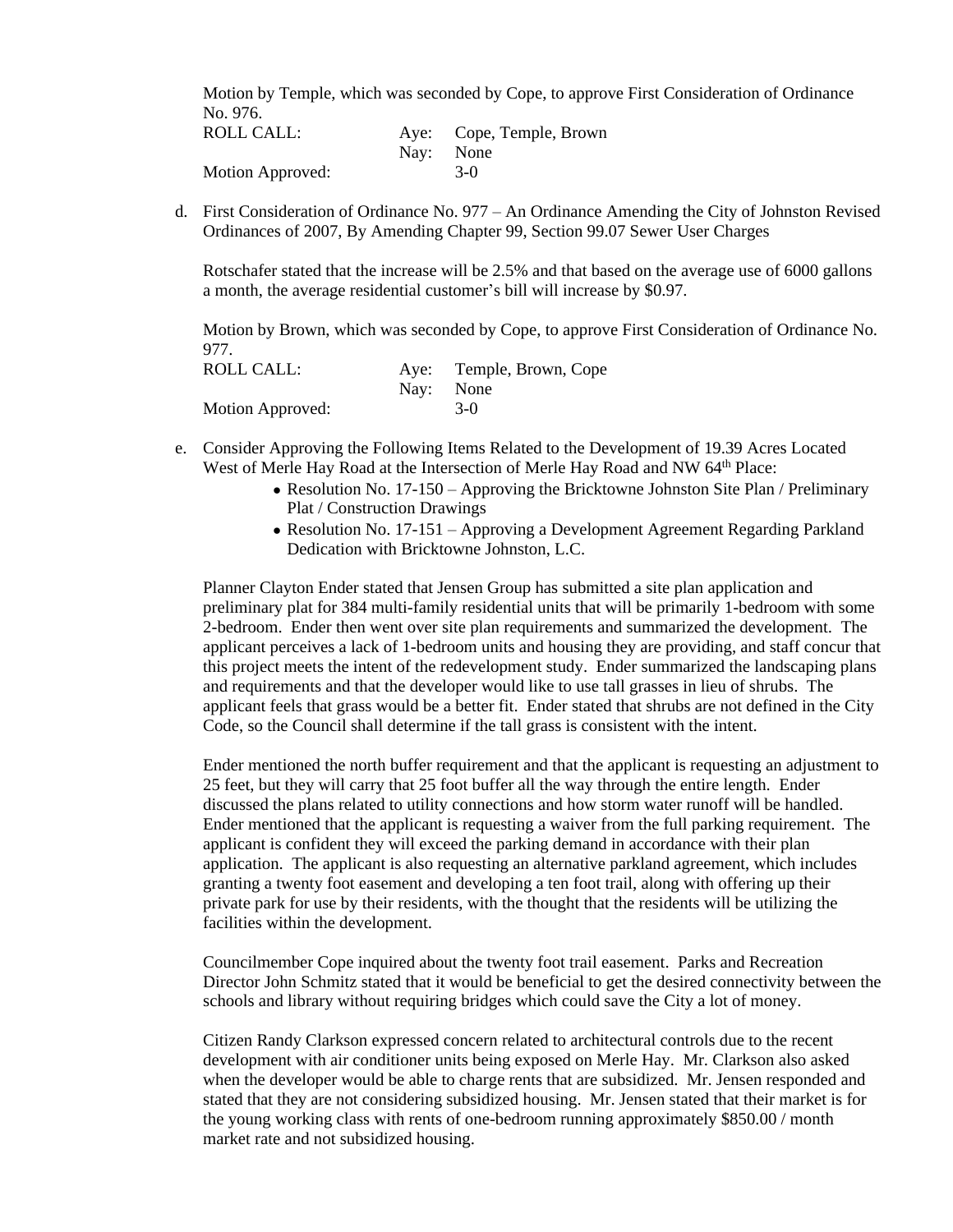Motion by Temple, which was seconded by Cope, to approve First Consideration of Ordinance No. 976.

| | | |
|---|---|---|
| ROLL CALL: | Aye: | Cope, Temple, Brown |
| | Nay: | None |
| Motion Approved: | | 3-0 |

d. First Consideration of Ordinance No. 977 – An Ordinance Amending the City of Johnston Revised Ordinances of 2007, By Amending Chapter 99, Section 99.07 Sewer User Charges

Rotschafer stated that the increase will be 2.5% and that based on the average use of 6000 gallons a month, the average residential customer's bill will increase by $0.97.

Motion by Brown, which was seconded by Cope, to approve First Consideration of Ordinance No. 977.

| | | |
|---|---|---|
| ROLL CALL: | Aye: | Temple, Brown, Cope |
| | Nay: | None |
| Motion Approved: | | 3-0 |

e. Consider Approving the Following Items Related to the Development of 19.39 Acres Located West of Merle Hay Road at the Intersection of Merle Hay Road and NW 64th Place:
   - Resolution No. 17-150 – Approving the Bricktowne Johnston Site Plan / Preliminary Plat / Construction Drawings
   - Resolution No. 17-151 – Approving a Development Agreement Regarding Parkland Dedication with Bricktowne Johnston, L.C.

Planner Clayton Ender stated that Jensen Group has submitted a site plan application and preliminary plat for 384 multi-family residential units that will be primarily 1-bedroom with some 2-bedroom. Ender then went over site plan requirements and summarized the development. The applicant perceives a lack of 1-bedroom units and housing they are providing, and staff concur that this project meets the intent of the redevelopment study. Ender summarized the landscaping plans and requirements and that the developer would like to use tall grasses in lieu of shrubs. The applicant feels that grass would be a better fit. Ender stated that shrubs are not defined in the City Code, so the Council shall determine if the tall grass is consistent with the intent.

Ender mentioned the north buffer requirement and that the applicant is requesting an adjustment to 25 feet, but they will carry that 25 foot buffer all the way through the entire length. Ender discussed the plans related to utility connections and how storm water runoff will be handled. Ender mentioned that the applicant is requesting a waiver from the full parking requirement. The applicant is confident they will exceed the parking demand in accordance with their plan application. The applicant is also requesting an alternative parkland agreement, which includes granting a twenty foot easement and developing a ten foot trail, along with offering up their private park for use by their residents, with the thought that the residents will be utilizing the facilities within the development.

Councilmember Cope inquired about the twenty foot trail easement. Parks and Recreation Director John Schmitz stated that it would be beneficial to get the desired connectivity between the schools and library without requiring bridges which could save the City a lot of money.

Citizen Randy Clarkson expressed concern related to architectural controls due to the recent development with air conditioner units being exposed on Merle Hay. Mr. Clarkson also asked when the developer would be able to charge rents that are subsidized. Mr. Jensen responded and stated that they are not considering subsidized housing. Mr. Jensen stated that their market is for the young working class with rents of one-bedroom running approximately $850.00 / month market rate and not subsidized housing.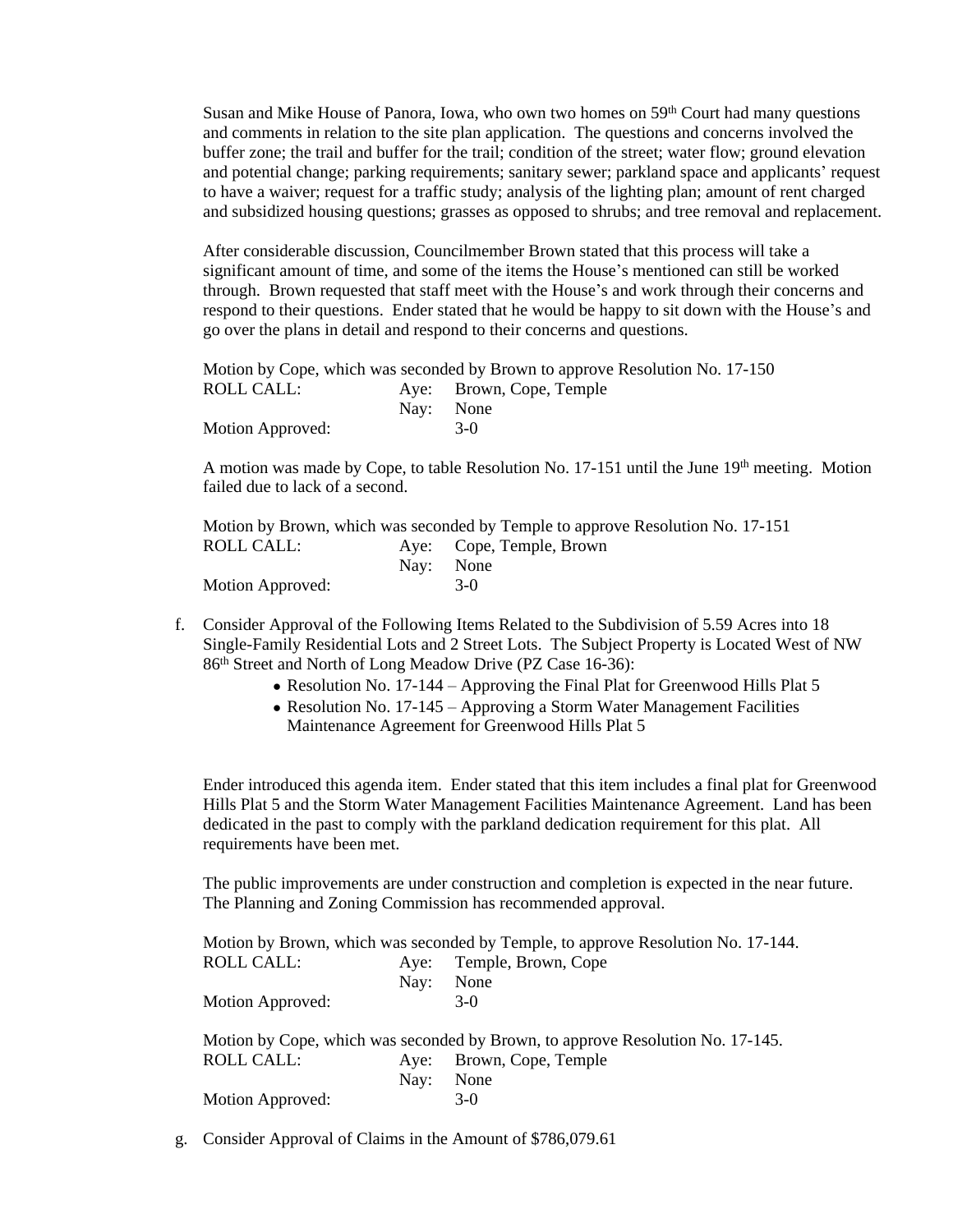Susan and Mike House of Panora, Iowa, who own two homes on 59th Court had many questions and comments in relation to the site plan application. The questions and concerns involved the buffer zone; the trail and buffer for the trail; condition of the street; water flow; ground elevation and potential change; parking requirements; sanitary sewer; parkland space and applicants' request to have a waiver; request for a traffic study; analysis of the lighting plan; amount of rent charged and subsidized housing questions; grasses as opposed to shrubs; and tree removal and replacement.

After considerable discussion, Councilmember Brown stated that this process will take a significant amount of time, and some of the items the House's mentioned can still be worked through. Brown requested that staff meet with the House's and work through their concerns and respond to their questions. Ender stated that he would be happy to sit down with the House's and go over the plans in detail and respond to their concerns and questions.

Motion by Cope, which was seconded by Brown to approve Resolution No. 17-150

| | | |
|---|---|---|
| ROLL CALL: | Aye: | Brown, Cope, Temple |
| | Nay: | None |
| Motion Approved: | | 3-0 |

A motion was made by Cope, to table Resolution No. 17-151 until the June 19th meeting. Motion failed due to lack of a second.

Motion by Brown, which was seconded by Temple to approve Resolution No. 17-151

| | | |
|---|---|---|
| ROLL CALL: | Aye: | Cope, Temple, Brown |
| | Nay: | None |
| Motion Approved: | | 3-0 |

f. Consider Approval of the Following Items Related to the Subdivision of 5.59 Acres into 18 Single-Family Residential Lots and 2 Street Lots. The Subject Property is Located West of NW 86th Street and North of Long Meadow Drive (PZ Case 16-36):
   - Resolution No. 17-144 – Approving the Final Plat for Greenwood Hills Plat 5
   - Resolution No. 17-145 – Approving a Storm Water Management Facilities Maintenance Agreement for Greenwood Hills Plat 5

Ender introduced this agenda item. Ender stated that this item includes a final plat for Greenwood Hills Plat 5 and the Storm Water Management Facilities Maintenance Agreement. Land has been dedicated in the past to comply with the parkland dedication requirement for this plat. All requirements have been met.

The public improvements are under construction and completion is expected in the near future. The Planning and Zoning Commission has recommended approval.

Motion by Brown, which was seconded by Temple, to approve Resolution No. 17-144.

| | | |
|---|---|---|
| ROLL CALL: | Aye: | Temple, Brown, Cope |
| | Nay: | None |
| Motion Approved: | | 3-0 |

Motion by Cope, which was seconded by Brown, to approve Resolution No. 17-145.

| | | |
|---|---|---|
| ROLL CALL: | Aye: | Brown, Cope, Temple |
| | Nay: | None |
| Motion Approved: | | 3-0 |

g. Consider Approval of Claims in the Amount of $786,079.61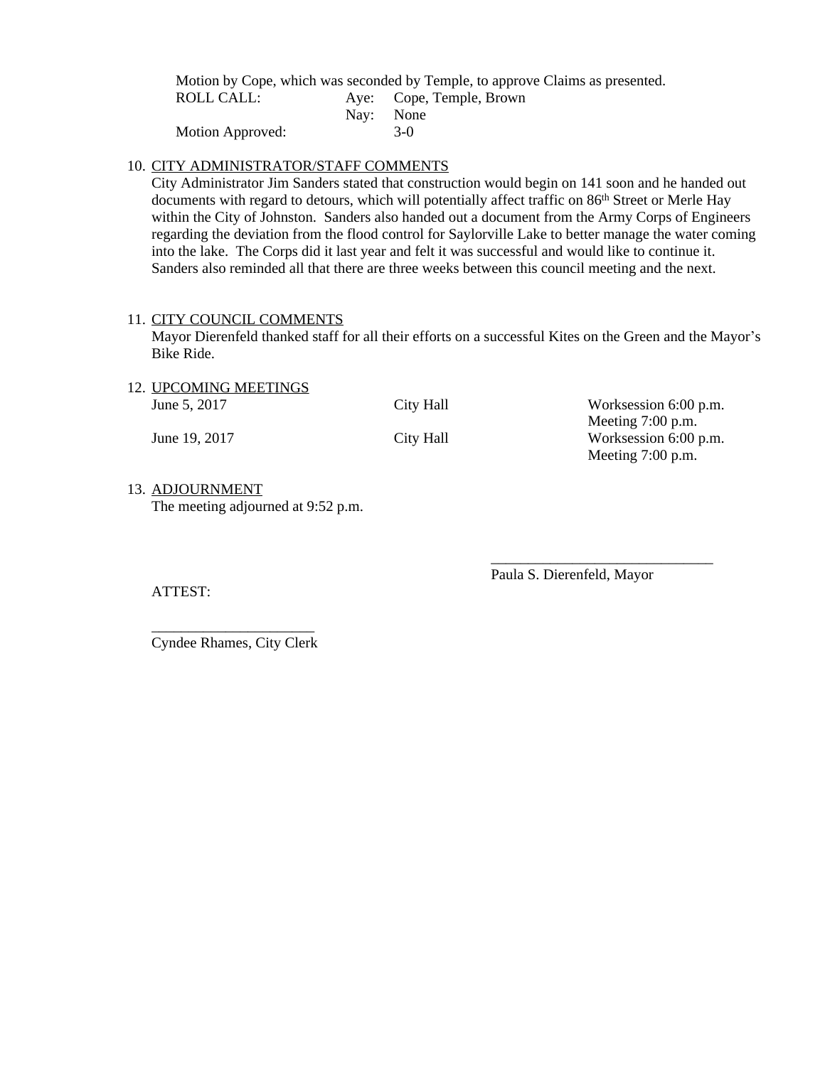Motion by Cope, which was seconded by Temple, to approve Claims as presented.

| | | |
|---|---|---|
| ROLL CALL: | Aye: | Cope, Temple, Brown |
| | Nay: | None |
| Motion Approved: | | 3-0 |

10. CITY ADMINISTRATOR/STAFF COMMENTS

City Administrator Jim Sanders stated that construction would begin on 141 soon and he handed out documents with regard to detours, which will potentially affect traffic on 86th Street or Merle Hay within the City of Johnston. Sanders also handed out a document from the Army Corps of Engineers regarding the deviation from the flood control for Saylorville Lake to better manage the water coming into the lake. The Corps did it last year and felt it was successful and would like to continue it. Sanders also reminded all that there are three weeks between this council meeting and the next.

11. CITY COUNCIL COMMENTS

Mayor Dierenfeld thanked staff for all their efforts on a successful Kites on the Green and the Mayor's Bike Ride.

12. UPCOMING MEETINGS

| | | |
|---|---|---|
| June 5, 2017 | City Hall | Worksession 6:00 p.m.<br>Meeting 7:00 p.m. |
| June 19, 2017 | City Hall | Worksession 6:00 p.m.<br>Meeting 7:00 p.m. |

13. ADJOURNMENT

The meeting adjourned at 9:52 p.m.

_______________________________
Paula S. Dierenfeld, Mayor

ATTEST:

______________________
Cyndee Rhames, City Clerk